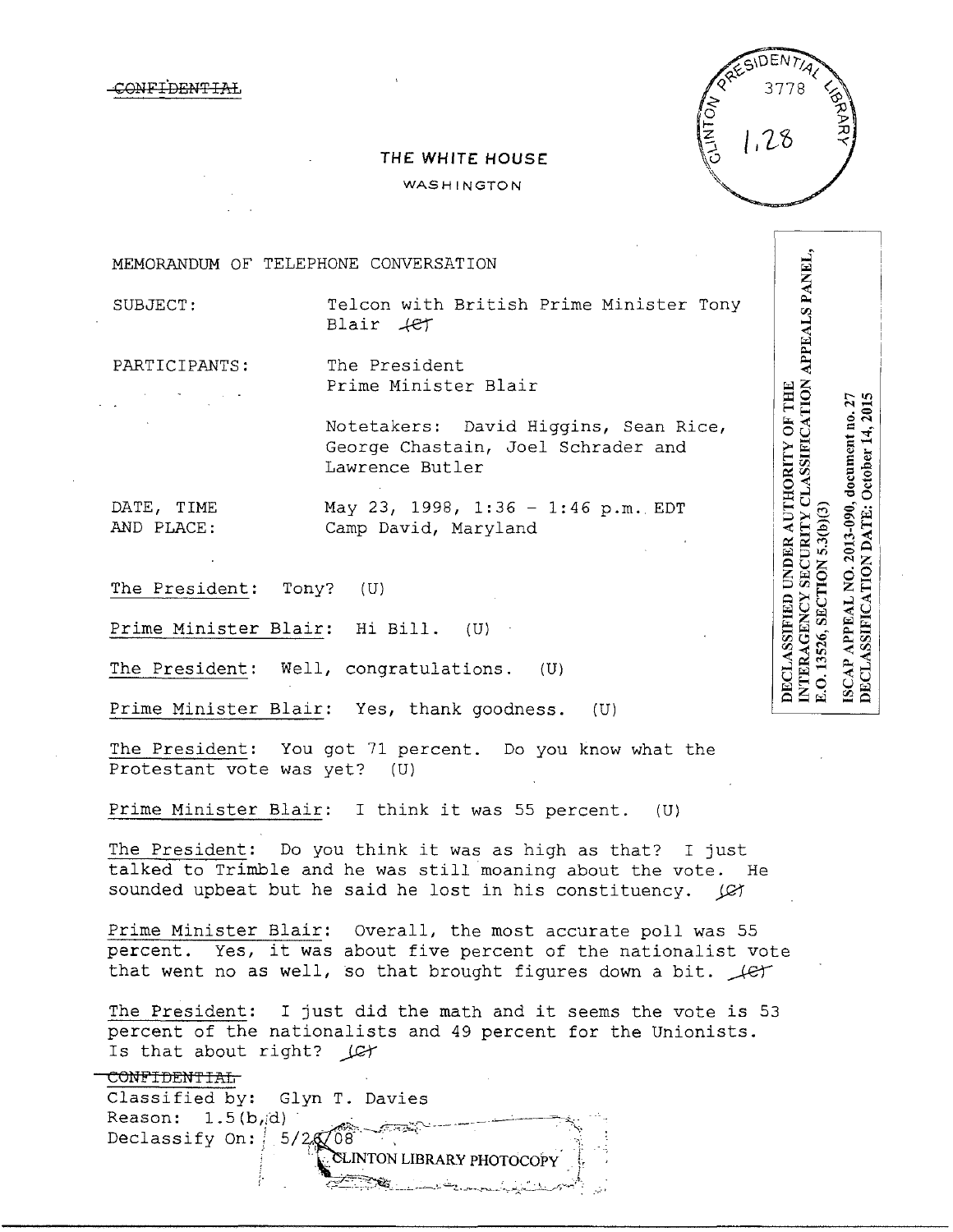~~CONFIDENTIAL~~

CLINTON PRESIDENTIAL LIBRARY 3778 1,28

**THE WHITE HOUSE**

WASHINGTON

DECLASSIFIED UNDER AUTHORITY OF THE INTERAGENCY SECURITY CLASSIFICATION APPEALS PANEL, E.O. 13526, SECTION 5.3(b)(3)

ISCAP APPEAL NO. 2013-090, document no. 27
DECLASSIFICATION DATE: October 14, 2015

MEMORANDUM OF TELEPHONE CONVERSATION

SUBJECT: Telcon with British Prime Minister Tony Blair ~~(C)~~

PARTICIPANTS: The President
Prime Minister Blair

Notetakers: David Higgins, Sean Rice, George Chastain, Joel Schrader and Lawrence Butler

DATE, TIME AND PLACE: May 23, 1998, 1:36 - 1:46 p.m. EDT
Camp David, Maryland

The President: Tony? (U)

Prime Minister Blair: Hi Bill. (U)

The President: Well, congratulations. (U)

Prime Minister Blair: Yes, thank goodness. (U)

The President: You got 71 percent. Do you know what the Protestant vote was yet? (U)

Prime Minister Blair: I think it was 55 percent. (U)

The President: Do you think it was as high as that? I just talked to Trimble and he was still moaning about the vote. He sounded upbeat but he said he lost in his constituency. ~~(C)~~

Prime Minister Blair: Overall, the most accurate poll was 55 percent. Yes, it was about five percent of the nationalist vote that went no as well, so that brought figures down a bit. ~~(C)~~

The President: I just did the math and it seems the vote is 53 percent of the nationalists and 49 percent for the Unionists. Is that about right? ~~(C)~~

~~CONFIDENTIAL~~
Classified by: Glyn T. Davies
Reason: 1.5(b,d)
Declassify On: 5/26/08

CLINTON LIBRARY PHOTOCOPY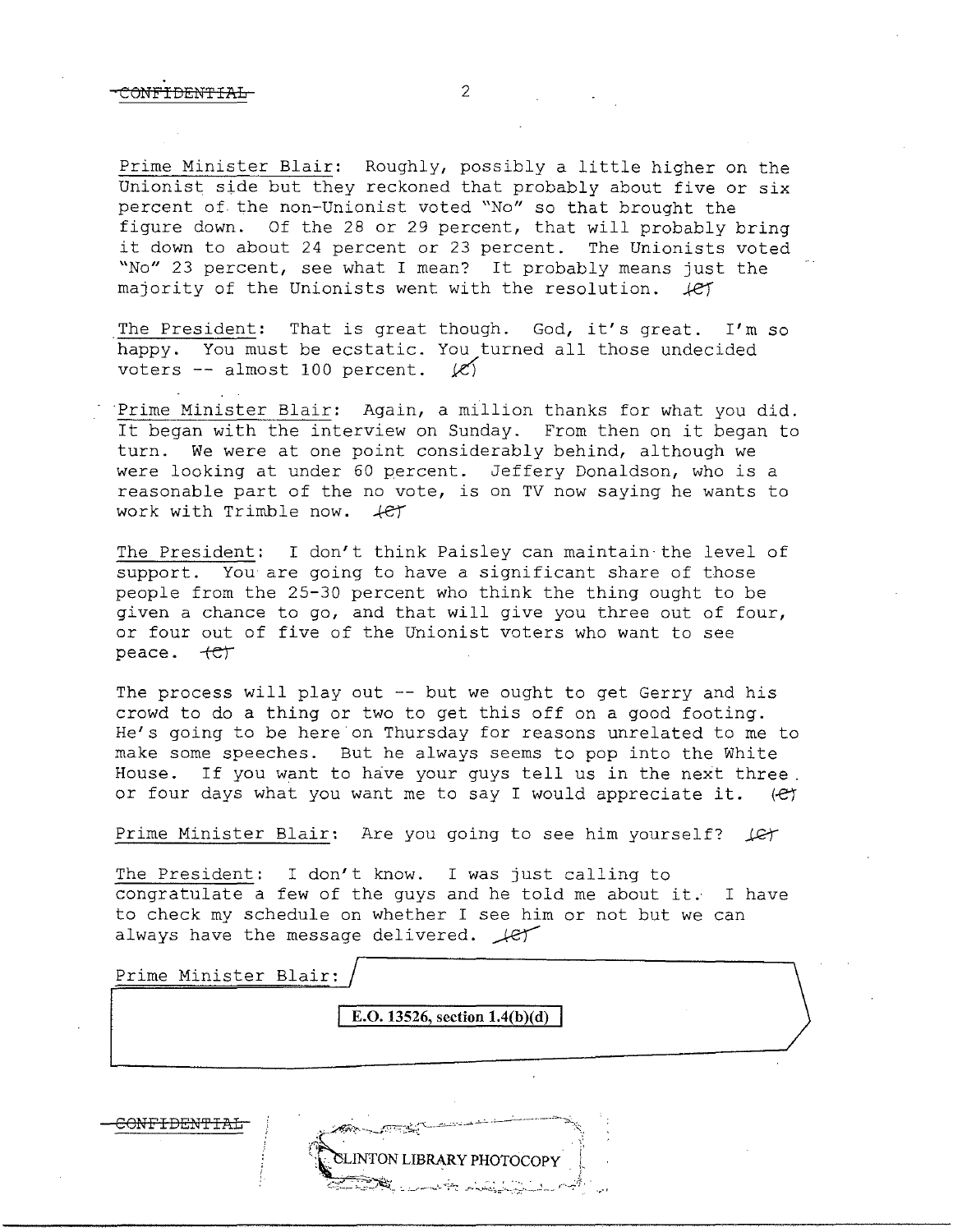Prime Minister Blair: Roughly, possibly a little higher on the Unionist side but they reckoned that probably about five or six percent of the non-Unionist voted "No" so that brought the figure down. Of the 28 or 29 percent, that will probably bring it down to about 24 percent or 23 percent. The Unionists voted "No" 23 percent, see what I mean? It probably means just the majority of the Unionists went with the resolution. (C)

The President: That is great though. God, it's great. I'm so happy. You must be ecstatic. You turned all those undecided voters -- almost 100 percent. (C)

Prime Minister Blair: Again, a million thanks for what you did. It began with the interview on Sunday. From then on it began to turn. We were at one point considerably behind, although we were looking at under 60 percent. Jeffery Donaldson, who is a reasonable part of the no vote, is on TV now saying he wants to work with Trimble now. (C)

The President: I don't think Paisley can maintain the level of support. You are going to have a significant share of those people from the 25-30 percent who think the thing ought to be given a chance to go, and that will give you three out of four, or four out of five of the Unionist voters who want to see peace. (C)

The process will play out -- but we ought to get Gerry and his crowd to do a thing or two to get this off on a good footing. He's going to be here on Thursday for reasons unrelated to me to make some speeches. But he always seems to pop into the White House. If you want to have your guys tell us in the next three or four days what you want me to say I would appreciate it. (C)

Prime Minister Blair: Are you going to see him yourself? (C)

The President: I don't know. I was just calling to congratulate a few of the guys and he told me about it. I have to check my schedule on whether I see him or not but we can always have the message delivered. (C)

Prime Minister Blair:

E.O. 13526, section 1.4(b)(d)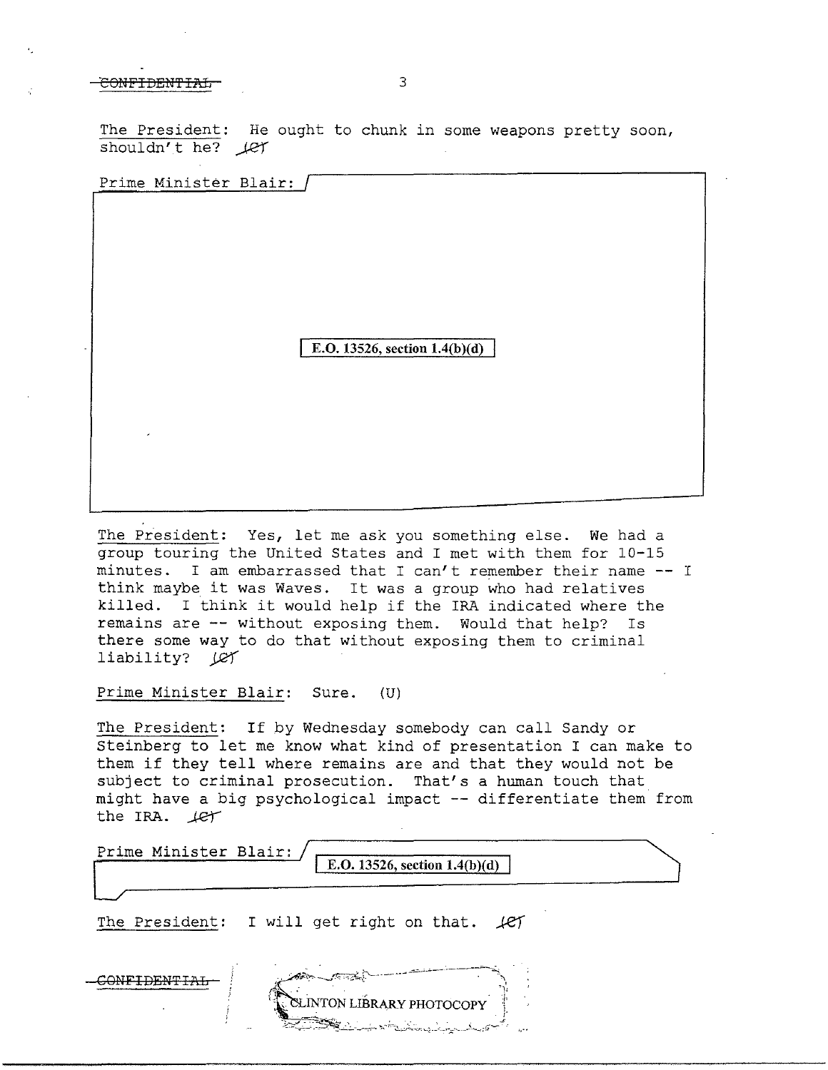The President: He ought to chunk in some weapons pretty soon, shouldn't he? (C)

Prime Minister Blair:

E.O. 13526, section 1.4(b)(d)

The President: Yes, let me ask you something else. We had a group touring the United States and I met with them for 10-15 minutes. I am embarrassed that I can't remember their name -- I think maybe it was Waves. It was a group who had relatives killed. I think it would help if the IRA indicated where the remains are -- without exposing them. Would that help? Is there some way to do that without exposing them to criminal liability? (C)

Prime Minister Blair: Sure. (U)

The President: If by Wednesday somebody can call Sandy or Steinberg to let me know what kind of presentation I can make to them if they tell where remains are and that they would not be subject to criminal prosecution. That's a human touch that might have a big psychological impact -- differentiate them from the IRA. (C)

Prime Minister Blair:

E.O. 13526, section 1.4(b)(d)

The President: I will get right on that. (C)

CONFIDENTIAL

CLINTON LIBRARY PHOTOCOPY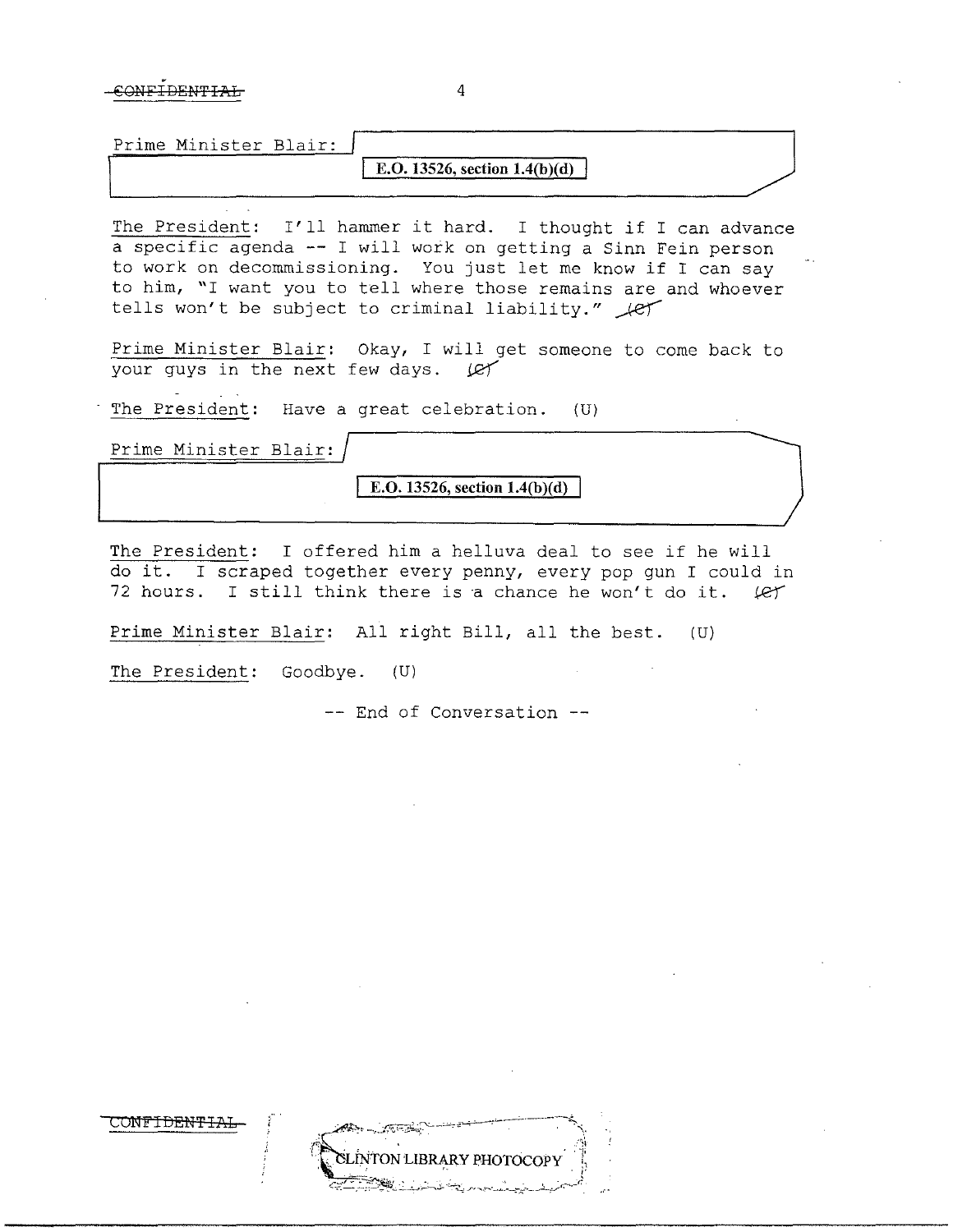Prime Minister Blair:

E.O. 13526, section 1.4(b)(d)

The President: I'll hammer it hard. I thought if I can advance a specific agenda -- I will work on getting a Sinn Fein person to work on decommissioning. You just let me know if I can say to him, "I want you to tell where those remains are and whoever tells won't be subject to criminal liability." (C)

Prime Minister Blair: Okay, I will get someone to come back to your guys in the next few days. (C)

The President: Have a great celebration. (U)

Prime Minister Blair:

E.O. 13526, section 1.4(b)(d)

The President: I offered him a helluva deal to see if he will do it. I scraped together every penny, every pop gun I could in 72 hours. I still think there is a chance he won't do it. (C)

Prime Minister Blair: All right Bill, all the best. (U)

The President: Goodbye. (U)

-- End of Conversation --

CONFIDENTIAL

CLINTON LIBRARY PHOTOCOPY